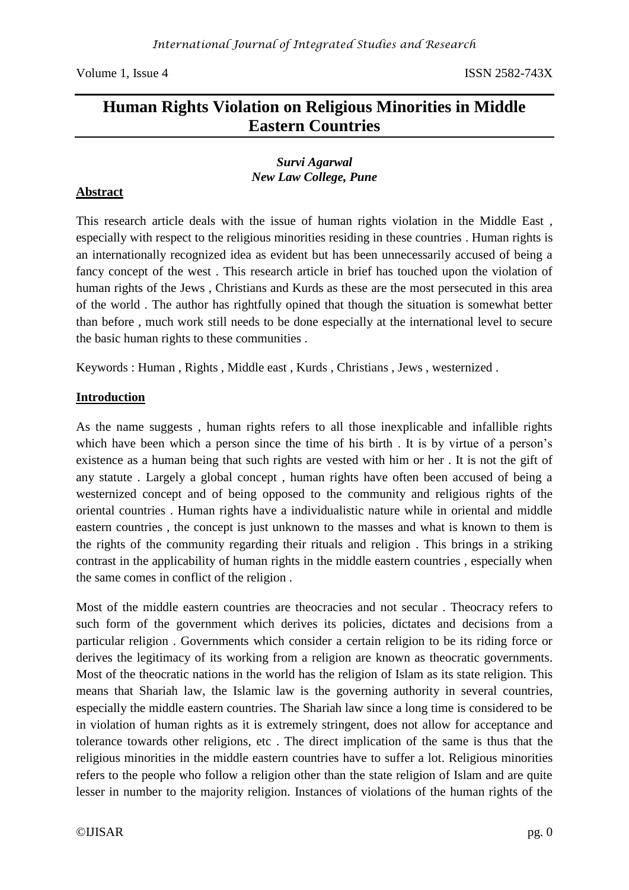# Human Rights Violation on Religious Minorities in Middle Eastern Countries

***Survi Agarwal***
***New Law College, Pune***

## Abstract

This research article deals with the issue of human rights violation in the Middle East , especially with respect to the religious minorities residing in these countries . Human rights is an internationally recognized idea as evident but has been unnecessarily accused of being a fancy concept of the west . This research article in brief has touched upon the violation of human rights of the Jews , Christians and Kurds as these are the most persecuted in this area of the world . The author has rightfully opined that though the situation is somewhat better than before , much work still needs to be done especially at the international level to secure the basic human rights to these communities .

Keywords : Human , Rights , Middle east , Kurds , Christians , Jews , westernized .

## Introduction

As the name suggests , human rights refers to all those inexplicable and infallible rights which have been which a person since the time of his birth . It is by virtue of a person's existence as a human being that such rights are vested with him or her . It is not the gift of any statute . Largely a global concept , human rights have often been accused of being a westernized concept and of being opposed to the community and religious rights of the oriental countries . Human rights have a individualistic nature while in oriental and middle eastern countries , the concept is just unknown to the masses and what is known to them is the rights of the community regarding their rituals and religion . This brings in a striking contrast in the applicability of human rights in the middle eastern countries , especially when the same comes in conflict of the religion .

Most of the middle eastern countries are theocracies and not secular . Theocracy refers to such form of the government which derives its policies, dictates and decisions from a particular religion . Governments which consider a certain religion to be its riding force or derives the legitimacy of its working from a religion are known as theocratic governments. Most of the theocratic nations in the world has the religion of Islam as its state religion. This means that Shariah law, the Islamic law is the governing authority in several countries, especially the middle eastern countries. The Shariah law since a long time is considered to be in violation of human rights as it is extremely stringent, does not allow for acceptance and tolerance towards other religions, etc . The direct implication of the same is thus that the religious minorities in the middle eastern countries have to suffer a lot. Religious minorities refers to the people who follow a religion other than the state religion of Islam and are quite lesser in number to the majority religion. Instances of violations of the human rights of the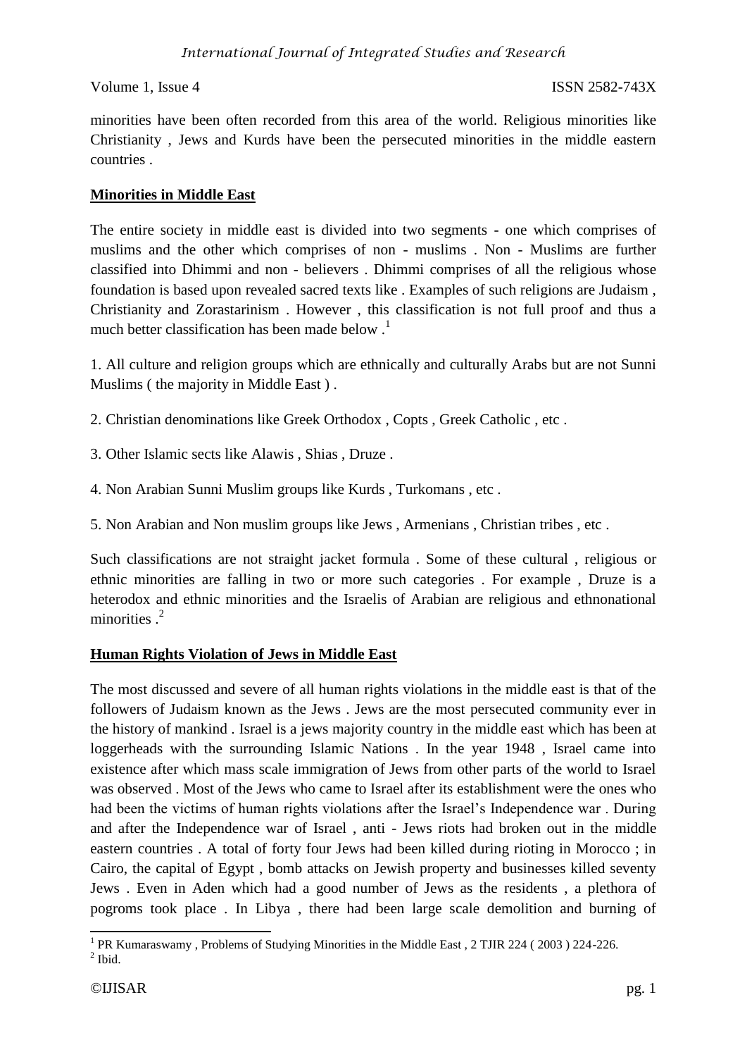minorities have been often recorded from this area of the world. Religious minorities like Christianity , Jews and Kurds have been the persecuted minorities in the middle eastern countries .

## Minorities in Middle East

The entire society in middle east is divided into two segments - one which comprises of muslims and the other which comprises of non - muslims . Non - Muslims are further classified into Dhimmi and non - believers . Dhimmi comprises of all the religious whose foundation is based upon revealed sacred texts like . Examples of such religions are Judaism , Christianity and Zorastarinism . However , this classification is not full proof and thus a much better classification has been made below .[1]

1. All culture and religion groups which are ethnically and culturally Arabs but are not Sunni Muslims ( the majority in Middle East ) .

2. Christian denominations like Greek Orthodox , Copts , Greek Catholic , etc .

3. Other Islamic sects like Alawis , Shias , Druze .

4. Non Arabian Sunni Muslim groups like Kurds , Turkomans , etc .

5. Non Arabian and Non muslim groups like Jews , Armenians , Christian tribes , etc .

Such classifications are not straight jacket formula . Some of these cultural , religious or ethnic minorities are falling in two or more such categories . For example , Druze is a heterodox and ethnic minorities and the Israelis of Arabian are religious and ethnonational minorities .[2]

## Human Rights Violation of Jews in Middle East

The most discussed and severe of all human rights violations in the middle east is that of the followers of Judaism known as the Jews . Jews are the most persecuted community ever in the history of mankind . Israel is a jews majority country in the middle east which has been at loggerheads with the surrounding Islamic Nations . In the year 1948 , Israel came into existence after which mass scale immigration of Jews from other parts of the world to Israel was observed . Most of the Jews who came to Israel after its establishment were the ones who had been the victims of human rights violations after the Israel's Independence war . During and after the Independence war of Israel , anti - Jews riots had broken out in the middle eastern countries . A total of forty four Jews had been killed during rioting in Morocco ; in Cairo, the capital of Egypt , bomb attacks on Jewish property and businesses killed seventy Jews . Even in Aden which had a good number of Jews as the residents , a plethora of pogroms took place . In Libya , there had been large scale demolition and burning of

---

[1] PR Kumaraswamy , Problems of Studying Minorities in the Middle East , 2 TJIR 224 ( 2003 ) 224-226.

[2] Ibid.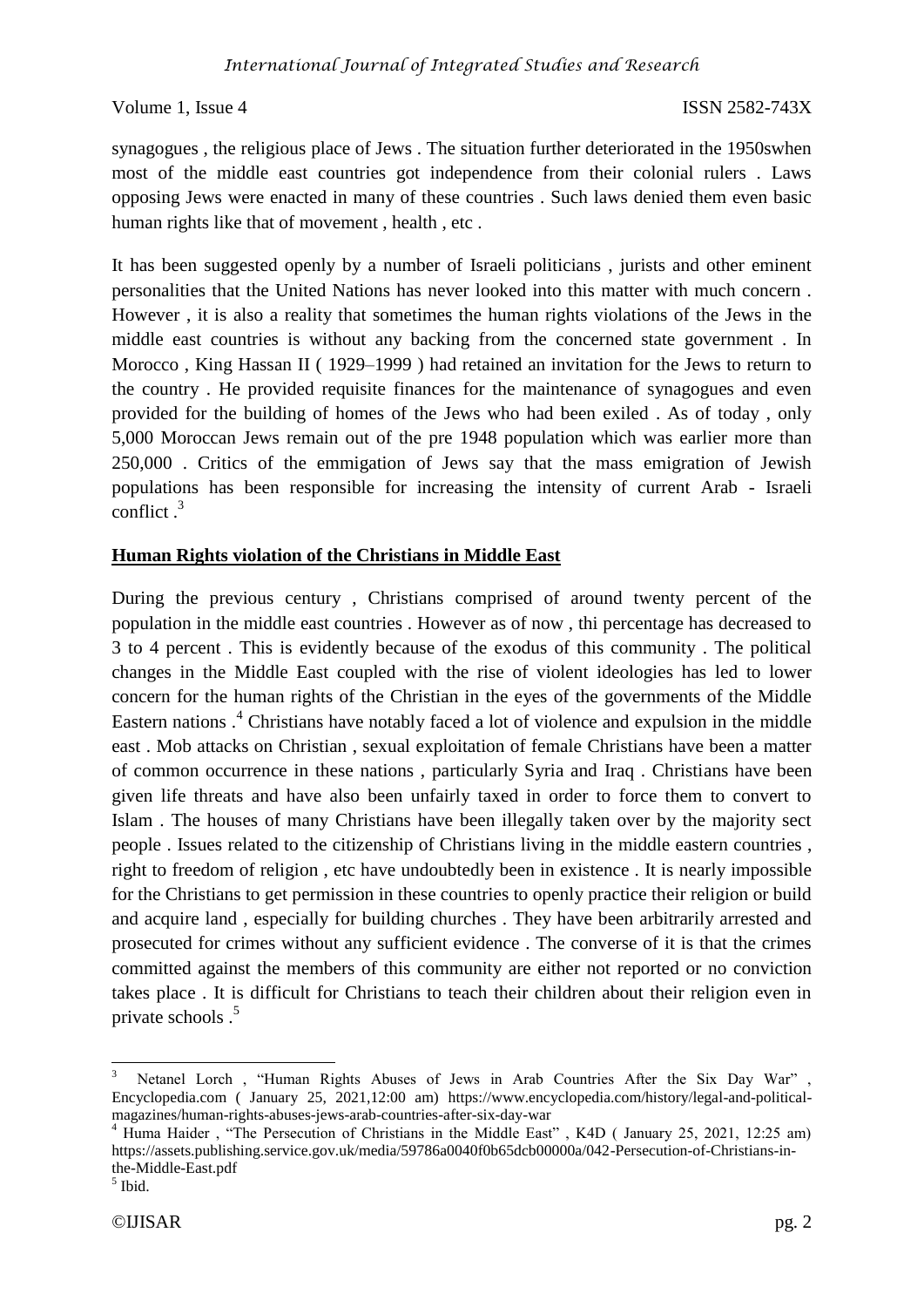synagogues , the religious place of Jews . The situation further deteriorated in the 1950swhen most of the middle east countries got independence from their colonial rulers . Laws opposing Jews were enacted in many of these countries . Such laws denied them even basic human rights like that of movement , health , etc .

It has been suggested openly by a number of Israeli politicians , jurists and other eminent personalities that the United Nations has never looked into this matter with much concern . However , it is also a reality that sometimes the human rights violations of the Jews in the middle east countries is without any backing from the concerned state government . In Morocco , King Hassan II ( 1929–1999 ) had retained an invitation for the Jews to return to the country . He provided requisite finances for the maintenance of synagogues and even provided for the building of homes of the Jews who had been exiled . As of today , only 5,000 Moroccan Jews remain out of the pre 1948 population which was earlier more than 250,000 . Critics of the emmigation of Jews say that the mass emigration of Jewish populations has been responsible for increasing the intensity of current Arab - Israeli conflict .[3]

## **Human Rights violation of the Christians in Middle East**

During the previous century , Christians comprised of around twenty percent of the population in the middle east countries . However as of now , thi percentage has decreased to 3 to 4 percent . This is evidently because of the exodus of this community . The political changes in the Middle East coupled with the rise of violent ideologies has led to lower concern for the human rights of the Christian in the eyes of the governments of the Middle Eastern nations .[4] Christians have notably faced a lot of violence and expulsion in the middle east . Mob attacks on Christian , sexual exploitation of female Christians have been a matter of common occurrence in these nations , particularly Syria and Iraq . Christians have been given life threats and have also been unfairly taxed in order to force them to convert to Islam . The houses of many Christians have been illegally taken over by the majority sect people . Issues related to the citizenship of Christians living in the middle eastern countries , right to freedom of religion , etc have undoubtedly been in existence . It is nearly impossible for the Christians to get permission in these countries to openly practice their religion or build and acquire land , especially for building churches . They have been arbitrarily arrested and prosecuted for crimes without any sufficient evidence . The converse of it is that the crimes committed against the members of this community are either not reported or no conviction takes place . It is difficult for Christians to teach their children about their religion even in private schools .[5]

---

[3] Netanel Lorch , "Human Rights Abuses of Jews in Arab Countries After the Six Day War" , Encyclopedia.com ( January 25, 2021,12:00 am) https://www.encyclopedia.com/history/legal-and-political-magazines/human-rights-abuses-jews-arab-countries-after-six-day-war

[4] Huma Haider , "The Persecution of Christians in the Middle East" , K4D ( January 25, 2021, 12:25 am) https://assets.publishing.service.gov.uk/media/59786a0040f0b65dcb00000a/042-Persecution-of-Christians-in-the-Middle-East.pdf

[5] Ibid.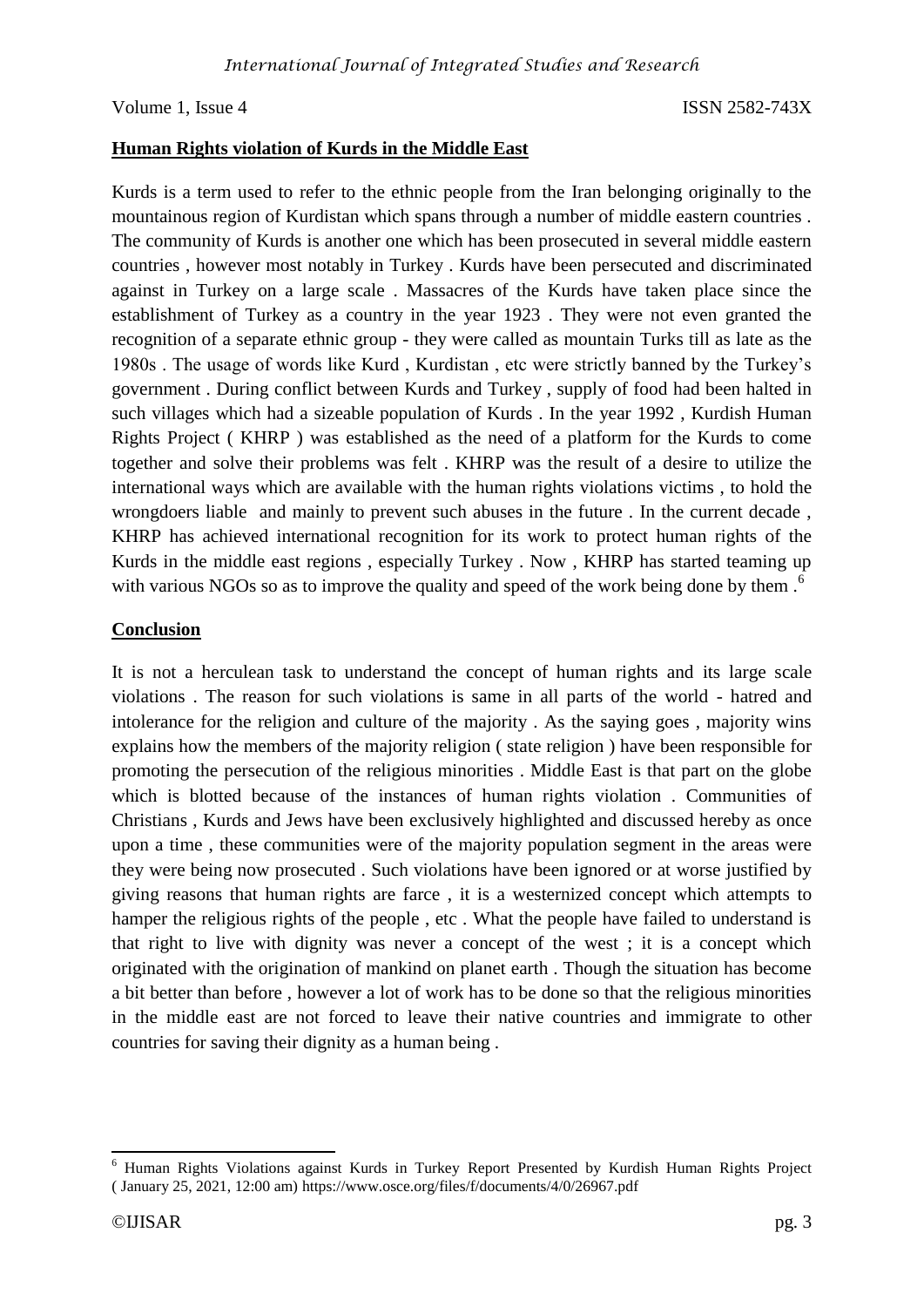## Human Rights violation of Kurds in the Middle East

Kurds is a term used to refer to the ethnic people from the Iran belonging originally to the mountainous region of Kurdistan which spans through a number of middle eastern countries . The community of Kurds is another one which has been prosecuted in several middle eastern countries , however most notably in Turkey . Kurds have been persecuted and discriminated against in Turkey on a large scale . Massacres of the Kurds have taken place since the establishment of Turkey as a country in the year 1923 . They were not even granted the recognition of a separate ethnic group - they were called as mountain Turks till as late as the 1980s . The usage of words like Kurd , Kurdistan , etc were strictly banned by the Turkey's government . During conflict between Kurds and Turkey , supply of food had been halted in such villages which had a sizeable population of Kurds . In the year 1992 , Kurdish Human Rights Project ( KHRP ) was established as the need of a platform for the Kurds to come together and solve their problems was felt . KHRP was the result of a desire to utilize the international ways which are available with the human rights violations victims , to hold the wrongdoers liable and mainly to prevent such abuses in the future . In the current decade , KHRP has achieved international recognition for its work to protect human rights of the Kurds in the middle east regions , especially Turkey . Now , KHRP has started teaming up with various NGOs so as to improve the quality and speed of the work being done by them .[6]

## Conclusion

It is not a herculean task to understand the concept of human rights and its large scale violations . The reason for such violations is same in all parts of the world - hatred and intolerance for the religion and culture of the majority . As the saying goes , majority wins explains how the members of the majority religion ( state religion ) have been responsible for promoting the persecution of the religious minorities . Middle East is that part on the globe which is blotted because of the instances of human rights violation . Communities of Christians , Kurds and Jews have been exclusively highlighted and discussed hereby as once upon a time , these communities were of the majority population segment in the areas were they were being now prosecuted . Such violations have been ignored or at worse justified by giving reasons that human rights are farce , it is a westernized concept which attempts to hamper the religious rights of the people , etc . What the people have failed to understand is that right to live with dignity was never a concept of the west ; it is a concept which originated with the origination of mankind on planet earth . Though the situation has become a bit better than before , however a lot of work has to be done so that the religious minorities in the middle east are not forced to leave their native countries and immigrate to other countries for saving their dignity as a human being .

---

[6] Human Rights Violations against Kurds in Turkey Report Presented by Kurdish Human Rights Project ( January 25, 2021, 12:00 am) https://www.osce.org/files/f/documents/4/0/26967.pdf